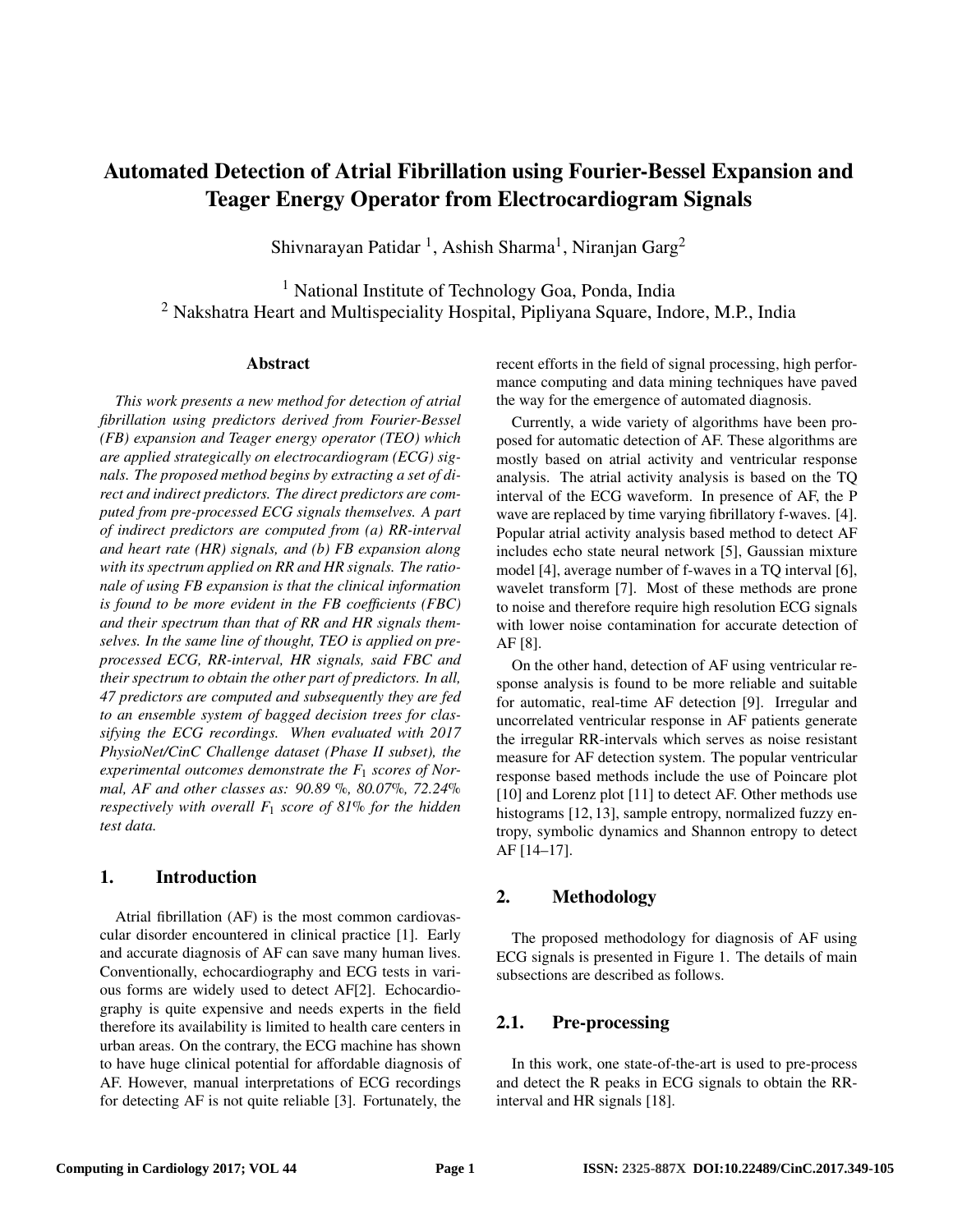# Automated Detection of Atrial Fibrillation using Fourier-Bessel Expansion and Teager Energy Operator from Electrocardiogram Signals

Shivnarayan Patidar [1], Ashish Sharma[1], Niranjan Garg[2]

[1] National Institute of Technology Goa, Ponda, India
[2] Nakshatra Heart and Multispeciality Hospital, Pipliyana Square, Indore, M.P., India

## Abstract

*This work presents a new method for detection of atrial fibrillation using predictors derived from Fourier-Bessel (FB) expansion and Teager energy operator (TEO) which are applied strategically on electrocardiogram (ECG) signals. The proposed method begins by extracting a set of direct and indirect predictors. The direct predictors are computed from pre-processed ECG signals themselves. A part of indirect predictors are computed from (a) RR-interval and heart rate (HR) signals, and (b) FB expansion along with its spectrum applied on RR and HR signals. The rationale of using FB expansion is that the clinical information is found to be more evident in the FB coefficients (FBC) and their spectrum than that of RR and HR signals themselves. In the same line of thought, TEO is applied on pre-processed ECG, RR-interval, HR signals, said FBC and their spectrum to obtain the other part of predictors. In all, 47 predictors are computed and subsequently they are fed to an ensemble system of bagged decision trees for classifying the ECG recordings. When evaluated with 2017 PhysioNet/CinC Challenge dataset (Phase II subset), the experimental outcomes demonstrate the $F_1$ scores of Normal, AF and other classes as: 90.89 %, 80.07%, 72.24% respectively with overall $F_1$ score of 81% for the hidden test data.*

## 1. Introduction

Atrial fibrillation (AF) is the most common cardiovascular disorder encountered in clinical practice [1]. Early and accurate diagnosis of AF can save many human lives. Conventionally, echocardiography and ECG tests in various forms are widely used to detect AF[2]. Echocardiography is quite expensive and needs experts in the field therefore its availability is limited to health care centers in urban areas. On the contrary, the ECG machine has shown to have huge clinical potential for affordable diagnosis of AF. However, manual interpretations of ECG recordings for detecting AF is not quite reliable [3]. Fortunately, the recent efforts in the field of signal processing, high performance computing and data mining techniques have paved the way for the emergence of automated diagnosis.

Currently, a wide variety of algorithms have been proposed for automatic detection of AF. These algorithms are mostly based on atrial activity and ventricular response analysis. The atrial activity analysis is based on the TQ interval of the ECG waveform. In presence of AF, the P wave are replaced by time varying fibrillatory f-waves. [4]. Popular atrial activity analysis based method to detect AF includes echo state neural network [5], Gaussian mixture model [4], average number of f-waves in a TQ interval [6], wavelet transform [7]. Most of these methods are prone to noise and therefore require high resolution ECG signals with lower noise contamination for accurate detection of AF [8].

On the other hand, detection of AF using ventricular response analysis is found to be more reliable and suitable for automatic, real-time AF detection [9]. Irregular and uncorrelated ventricular response in AF patients generate the irregular RR-intervals which serves as noise resistant measure for AF detection system. The popular ventricular response based methods include the use of Poincare plot [10] and Lorenz plot [11] to detect AF. Other methods use histograms [12, 13], sample entropy, normalized fuzzy entropy, symbolic dynamics and Shannon entropy to detect AF [14–17].

## 2. Methodology

The proposed methodology for diagnosis of AF using ECG signals is presented in Figure 1. The details of main subsections are described as follows.

## 2.1. Pre-processing

In this work, one state-of-the-art is used to pre-process and detect the R peaks in ECG signals to obtain the RR-interval and HR signals [18].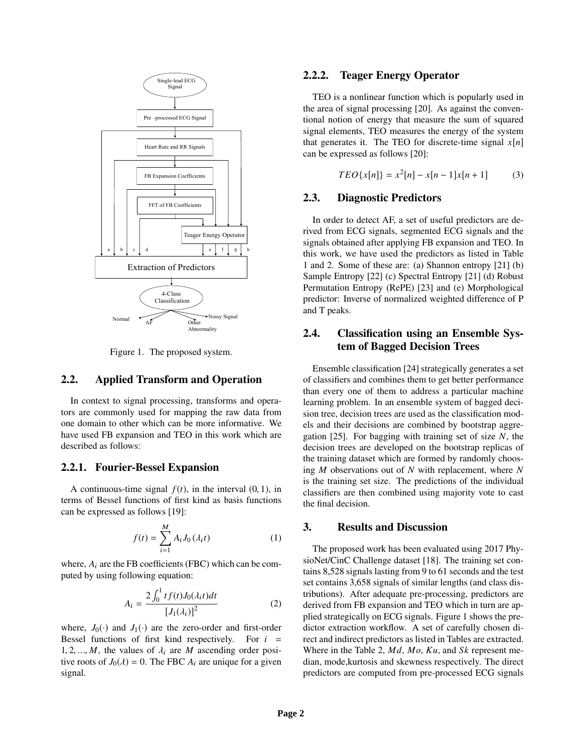Figure 1. The proposed system.

## 2.2. Applied Transform and Operation

In context to signal processing, transforms and operators are commonly used for mapping the raw data from one domain to other which can be more informative. We have used FB expansion and TEO in this work which are described as follows:

### 2.2.1. Fourier-Bessel Expansion

A continuous-time signal $f(t)$, in the interval $(0, 1)$, in terms of Bessel functions of first kind as basis functions can be expressed as follows [19]:

$$f(t) = \sum_{i=1}^{M} A_i J_0(\lambda_i t) \tag{1}$$

where, $A_i$ are the FB coefficients (FBC) which can be computed by using following equation:

$$A_i = \frac{2\int_0^1 t f(t) J_0(\lambda_i t) dt}{[J_1(\lambda_i)]^2} \tag{2}$$

where, $J_0(\cdot)$ and $J_1(\cdot)$ are the zero-order and first-order Bessel functions of first kind respectively. For $i = 1, 2, ..., M$, the values of $\lambda_i$ are $M$ ascending order positive roots of $J_0(\lambda) = 0$. The FBC $A_i$ are unique for a given signal.

### 2.2.2. Teager Energy Operator

TEO is a nonlinear function which is popularly used in the area of signal processing [20]. As against the conventional notion of energy that measure the sum of squared signal elements, TEO measures the energy of the system that generates it. The TEO for discrete-time signal $x[n]$ can be expressed as follows [20]:

$$TEO\{x[n]\} = x^2[n] - x[n-1]x[n+1] \tag{3}$$

## 2.3. Diagnostic Predictors

In order to detect AF, a set of useful predictors are derived from ECG signals, segmented ECG signals and the signals obtained after applying FB expansion and TEO. In this work, we have used the predictors as listed in Table 1 and 2. Some of these are: (a) Shannon entropy [21] (b) Sample Entropy [22] (c) Spectral Entropy [21] (d) Robust Permutation Entropy (RePE) [23] and (e) Morphological predictor: Inverse of normalized weighted difference of P and T peaks.

## 2.4. Classification using an Ensemble System of Bagged Decision Trees

Ensemble classification [24] strategically generates a set of classifiers and combines them to get better performance than every one of them to address a particular machine learning problem. In an ensemble system of bagged decision tree, decision trees are used as the classification models and their decisions are combined by bootstrap aggregation [25]. For bagging with training set of size $N$, the decision trees are developed on the bootstrap replicas of the training dataset which are formed by randomly choosing $M$ observations out of $N$ with replacement, where $N$ is the training set size. The predictions of the individual classifiers are then combined using majority vote to cast the final decision.

# 3. Results and Discussion

The proposed work has been evaluated using 2017 PhysioNet/CinC Challenge dataset [18]. The training set contains 8,528 signals lasting from 9 to 61 seconds and the test set contains 3,658 signals of similar lengths (and class distributions). After adequate pre-processing, predictors are derived from FB expansion and TEO which in turn are applied strategically on ECG signals. Figure 1 shows the predictor extraction workflow. A set of carefully chosen direct and indirect predictors as listed in Tables are extracted. Where in the Table 2, $Md$, $Mo$, $Ku$, and $Sk$ represent median, mode,kurtosis and skewness respectively. The direct predictors are computed from pre-processed ECG signals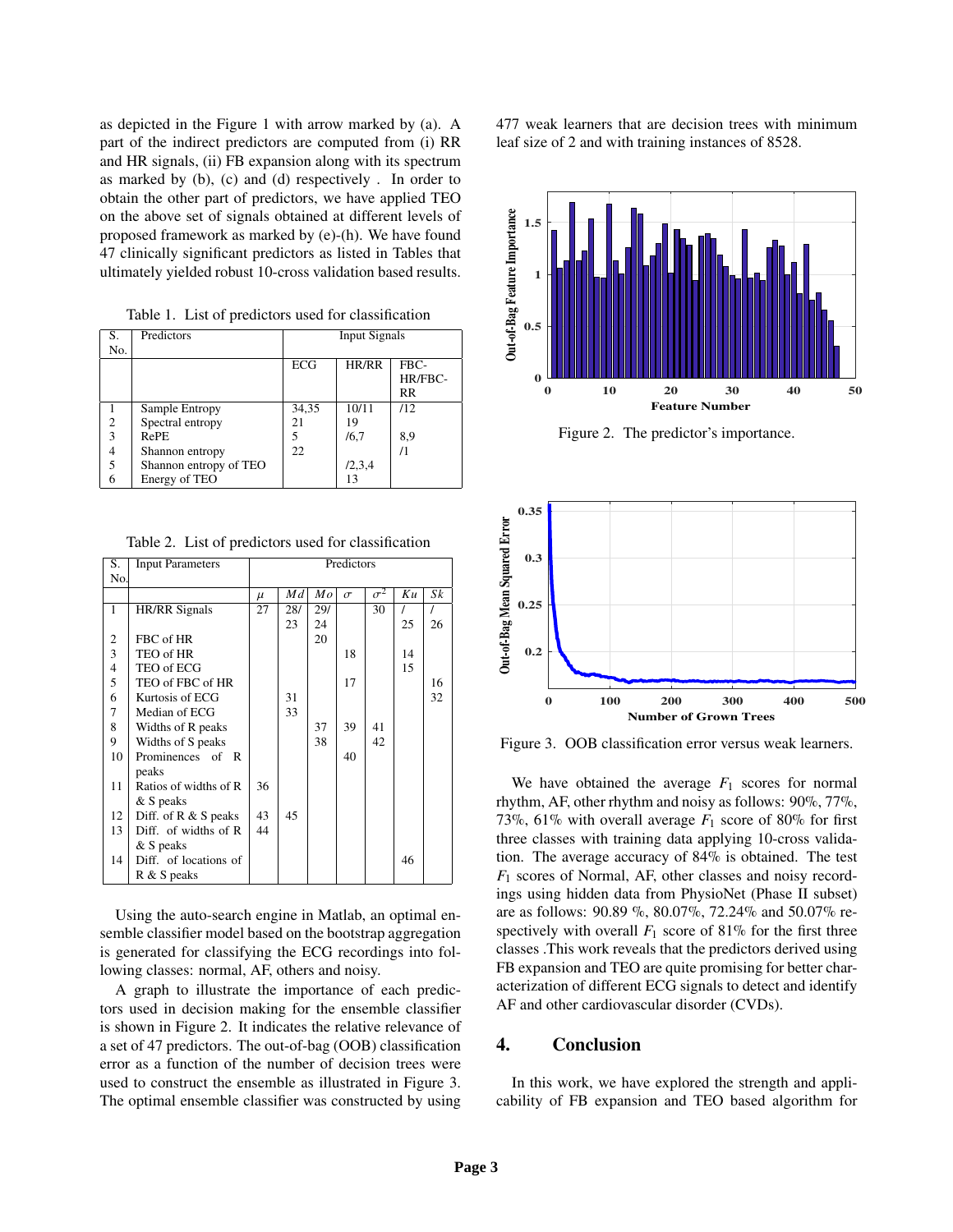as depicted in the Figure 1 with arrow marked by (a). A part of the indirect predictors are computed from (i) RR and HR signals, (ii) FB expansion along with its spectrum as marked by (b), (c) and (d) respectively . In order to obtain the other part of predictors, we have applied TEO on the above set of signals obtained at different levels of proposed framework as marked by (e)-(h). We have found 47 clinically significant predictors as listed in Tables that ultimately yielded robust 10-cross validation based results.

Table 1. List of predictors used for classification

| S. No. | Predictors | Input Signals | | |
|---|---|---|---|---|
| | | ECG | HR/RR | FBC-HR/FBC-RR |
| 1 | Sample Entropy | 34,35 | 10/11 | /12 |
| 2 | Spectral entropy | 21 | 19 | |
| 3 | RePE | 5 | /6,7 | 8,9 |
| 4 | Shannon entropy | 22 | | /1 |
| 5 | Shannon entropy of TEO | | /2,3,4 | |
| 6 | Energy of TEO | | 13 | |

Table 2. List of predictors used for classification

| S. No. | Input Parameters | Predictors | | | | | | |
|---|---|---|---|---|---|---|---|---|
| | | $\mu$ | $Md$ | $Mo$ | $\sigma$ | $\sigma^2$ | $Ku$ | $Sk$ |
| 1 | HR/RR Signals | 27 | 28/ 23 | 29/ 24 | | 30 | / 25 | / 26 |
| 2 | FBC of HR | | | 20 | | | | |
| 3 | TEO of HR | | | | 18 | | 14 | |
| 4 | TEO of ECG | | | | | | 15 | |
| 5 | TEO of FBC of HR | | | | 17 | | | 16 |
| 6 | Kurtosis of ECG | | 31 | | | | | 32 |
| 7 | Median of ECG | | 33 | | | | | |
| 8 | Widths of R peaks | | | 37 | 39 | 41 | | |
| 9 | Widths of S peaks | | | 38 | | 42 | | |
| 10 | Prominences of R peaks | | | | 40 | | | |
| 11 | Ratios of widths of R & S peaks | 36 | | | | | | |
| 12 | Diff. of R & S peaks | 43 | 45 | | | | | |
| 13 | Diff. of widths of R & S peaks | 44 | | | | | | |
| 14 | Diff. of locations of R & S peaks | | | | | | 46 | |

Using the auto-search engine in Matlab, an optimal ensemble classifier model based on the bootstrap aggregation is generated for classifying the ECG recordings into following classes: normal, AF, others and noisy.

A graph to illustrate the importance of each predictors used in decision making for the ensemble classifier is shown in Figure 2. It indicates the relative relevance of a set of 47 predictors. The out-of-bag (OOB) classification error as a function of the number of decision trees were used to construct the ensemble as illustrated in Figure 3. The optimal ensemble classifier was constructed by using 477 weak learners that are decision trees with minimum leaf size of 2 and with training instances of 8528.

Figure 2. The predictor's importance.

Figure 3. OOB classification error versus weak learners.

We have obtained the average $F_1$ scores for normal rhythm, AF, other rhythm and noisy as follows: 90%, 77%, 73%, 61% with overall average $F_1$ score of 80% for first three classes with training data applying 10-cross validation. The average accuracy of 84% is obtained. The test $F_1$ scores of Normal, AF, other classes and noisy recordings using hidden data from PhysioNet (Phase II subset) are as follows: 90.89 %, 80.07%, 72.24% and 50.07% respectively with overall $F_1$ score of 81% for the first three classes .This work reveals that the predictors derived using FB expansion and TEO are quite promising for better characterization of different ECG signals to detect and identify AF and other cardiovascular disorder (CVDs).

## 4. Conclusion

In this work, we have explored the strength and applicability of FB expansion and TEO based algorithm for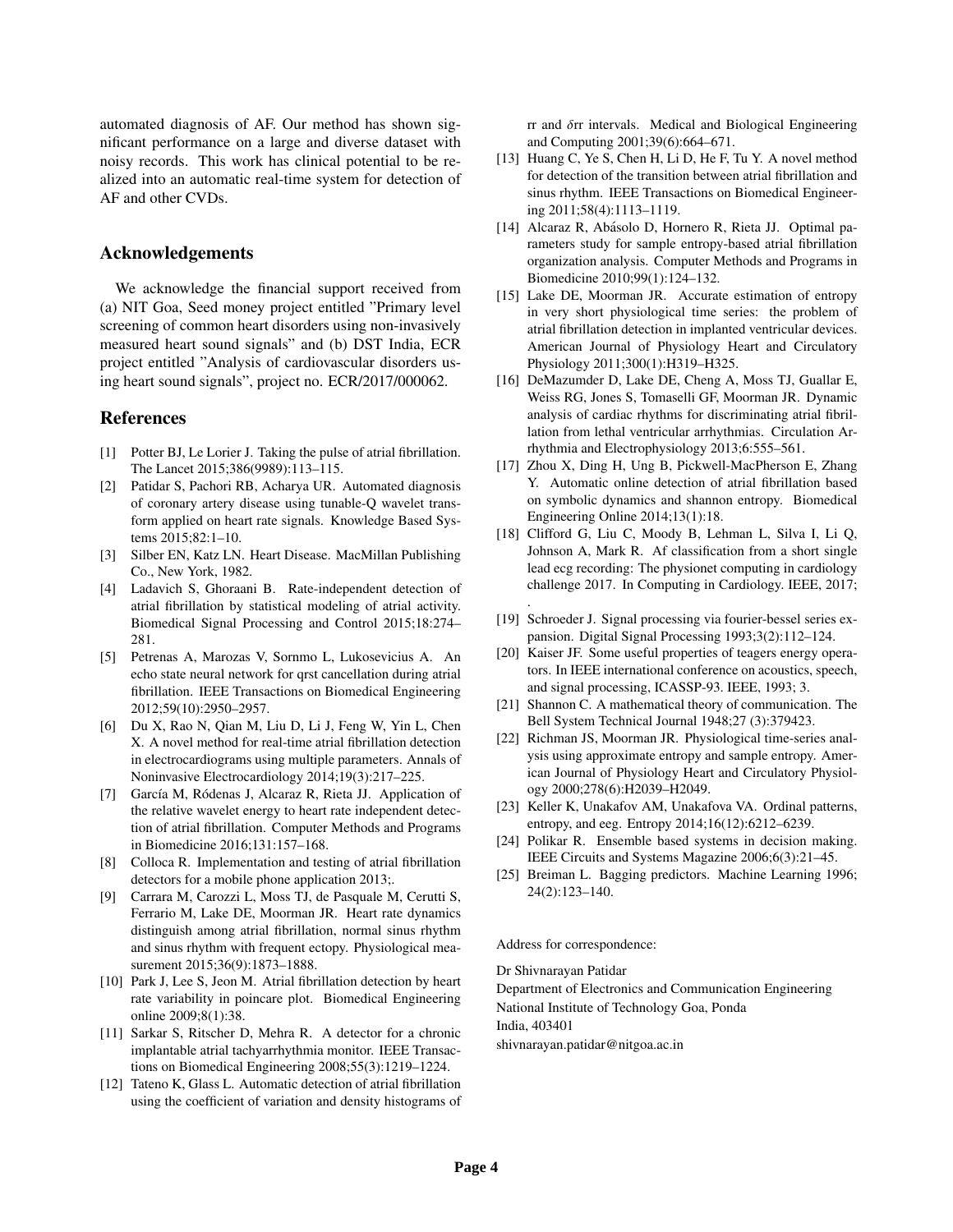automated diagnosis of AF. Our method has shown significant performance on a large and diverse dataset with noisy records. This work has clinical potential to be realized into an automatic real-time system for detection of AF and other CVDs.

## Acknowledgements

We acknowledge the financial support received from (a) NIT Goa, Seed money project entitled "Primary level screening of common heart disorders using non-invasively measured heart sound signals" and (b) DST India, ECR project entitled "Analysis of cardiovascular disorders using heart sound signals", project no. ECR/2017/000062.

## References

[1] Potter BJ, Le Lorier J. Taking the pulse of atrial fibrillation. The Lancet 2015;386(9989):113–115.

[2] Patidar S, Pachori RB, Acharya UR. Automated diagnosis of coronary artery disease using tunable-Q wavelet transform applied on heart rate signals. Knowledge Based Systems 2015;82:1–10.

[3] Silber EN, Katz LN. Heart Disease. MacMillan Publishing Co., New York, 1982.

[4] Ladavich S, Ghoraani B. Rate-independent detection of atrial fibrillation by statistical modeling of atrial activity. Biomedical Signal Processing and Control 2015;18:274–281.

[5] Petrenas A, Marozas V, Sornmo L, Lukosevicius A. An echo state neural network for qrst cancellation during atrial fibrillation. IEEE Transactions on Biomedical Engineering 2012;59(10):2950–2957.

[6] Du X, Rao N, Qian M, Liu D, Li J, Feng W, Yin L, Chen X. A novel method for real-time atrial fibrillation detection in electrocardiograms using multiple parameters. Annals of Noninvasive Electrocardiology 2014;19(3):217–225.

[7] García M, Ródenas J, Alcaraz R, Rieta JJ. Application of the relative wavelet energy to heart rate independent detection of atrial fibrillation. Computer Methods and Programs in Biomedicine 2016;131:157–168.

[8] Colloca R. Implementation and testing of atrial fibrillation detectors for a mobile phone application 2013;.

[9] Carrara M, Carozzi L, Moss TJ, de Pasquale M, Cerutti S, Ferrario M, Lake DE, Moorman JR. Heart rate dynamics distinguish among atrial fibrillation, normal sinus rhythm and sinus rhythm with frequent ectopy. Physiological measurement 2015;36(9):1873–1888.

[10] Park J, Lee S, Jeon M. Atrial fibrillation detection by heart rate variability in poincare plot. Biomedical Engineering online 2009;8(1):38.

[11] Sarkar S, Ritscher D, Mehra R. A detector for a chronic implantable atrial tachyarrhythmia monitor. IEEE Transactions on Biomedical Engineering 2008;55(3):1219–1224.

[12] Tateno K, Glass L. Automatic detection of atrial fibrillation using the coefficient of variation and density histograms of rr and $\delta$rr intervals. Medical and Biological Engineering and Computing 2001;39(6):664–671.

[13] Huang C, Ye S, Chen H, Li D, He F, Tu Y. A novel method for detection of the transition between atrial fibrillation and sinus rhythm. IEEE Transactions on Biomedical Engineering 2011;58(4):1113–1119.

[14] Alcaraz R, Abásolo D, Hornero R, Rieta JJ. Optimal parameters study for sample entropy-based atrial fibrillation organization analysis. Computer Methods and Programs in Biomedicine 2010;99(1):124–132.

[15] Lake DE, Moorman JR. Accurate estimation of entropy in very short physiological time series: the problem of atrial fibrillation detection in implanted ventricular devices. American Journal of Physiology Heart and Circulatory Physiology 2011;300(1):H319–H325.

[16] DeMazumder D, Lake DE, Cheng A, Moss TJ, Guallar E, Weiss RG, Jones S, Tomaselli GF, Moorman JR. Dynamic analysis of cardiac rhythms for discriminating atrial fibrillation from lethal ventricular arrhythmias. Circulation Arrhythmia and Electrophysiology 2013;6:555–561.

[17] Zhou X, Ding H, Ung B, Pickwell-MacPherson E, Zhang Y. Automatic online detection of atrial fibrillation based on symbolic dynamics and shannon entropy. Biomedical Engineering Online 2014;13(1):18.

[18] Clifford G, Liu C, Moody B, Lehman L, Silva I, Li Q, Johnson A, Mark R. Af classification from a short single lead ecg recording: The physionet computing in cardiology challenge 2017. In Computing in Cardiology. IEEE, 2017; .

[19] Schroeder J. Signal processing via fourier-bessel series expansion. Digital Signal Processing 1993;3(2):112–124.

[20] Kaiser JF. Some useful properties of teagers energy operators. In IEEE international conference on acoustics, speech, and signal processing, ICASSP-93. IEEE, 1993; 3.

[21] Shannon C. A mathematical theory of communication. The Bell System Technical Journal 1948;27 (3):379423.

[22] Richman JS, Moorman JR. Physiological time-series analysis using approximate entropy and sample entropy. American Journal of Physiology Heart and Circulatory Physiology 2000;278(6):H2039–H2049.

[23] Keller K, Unakafov AM, Unakafova VA. Ordinal patterns, entropy, and eeg. Entropy 2014;16(12):6212–6239.

[24] Polikar R. Ensemble based systems in decision making. IEEE Circuits and Systems Magazine 2006;6(3):21–45.

[25] Breiman L. Bagging predictors. Machine Learning 1996; 24(2):123–140.

Address for correspondence:

Dr Shivnarayan Patidar
Department of Electronics and Communication Engineering
National Institute of Technology Goa, Ponda
India, 403401
shivnarayan.patidar@nitgoa.ac.in